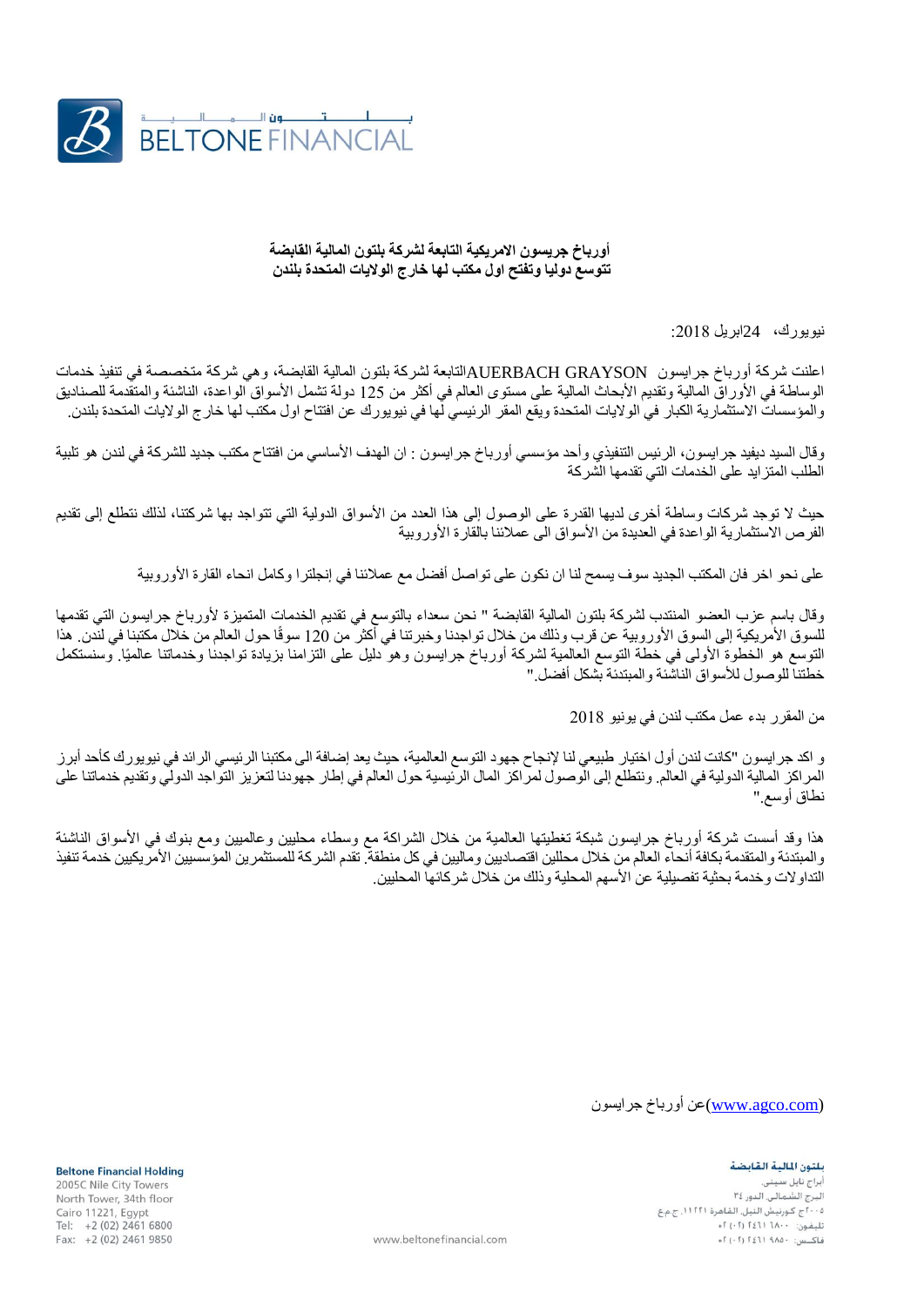BELTONE FINANCIAL

بلتون المالية

**أورباخ جريسون الامريكية التابعة لشركة بلتون المالية القابضة**
**تتوسع دوليا وتفتح اول مكتب لها خارج الولايات المتحدة بلندن**

نيويورك، 24ابريل 2018:

اعلنت شركة أورباخ جرايسون AUERBACH GRAYSONالتابعة لشركة بلتون المالية القابضة، وهي شركة متخصصة في تنفيذ خدمات الوساطة في الأوراق المالية وتقديم الأبحاث المالية على مستوى العالم في أكثر من 125 دولة تشمل الأسواق الواعدة، الناشئة والمتقدمة للصناديق والمؤسسات الاستثمارية الكبار في الولايات المتحدة ويقع المقر الرئيسي لها في نيويورك عن افتتاح اول مكتب لها خارج الولايات المتحدة بلندن.

وقال السيد ديفيد جرايسون، الرئيس التنفيذي وأحد مؤسسي أورباخ جرايسون : ان الهدف الأساسي من افتتاح مكتب جديد للشركة في لندن هو تلبية الطلب المتزايد على الخدمات التي تقدمها الشركة

حيث لا توجد شركات وساطة أخرى لديها القدرة على الوصول إلى هذا العدد من الأسواق الدولية التي تتواجد بها شركتنا، لذلك نتطلع إلى تقديم الفرص الاستثمارية الواعدة في العديد من الأسواق الى عملائنا بالقارة الأوروبية

على نحو اخر فان المكتب الجديد سوف يسمح لنا ان نكون على تواصل أفضل مع عملائنا في إنجلترا وكامل انحاء القارة الأوروبية

وقال باسم عزب العضو المنتدب لشركة بلتون المالية القابضة " نحن سعداء بالتوسع في تقديم الخدمات المتميزة لأورباخ جرايسون التي تقدمها للسوق الأمريكية إلى السوق الأوروبية عن قرب وذلك من خلال تواجدنا وخبرتنا في أكثر من 120 سوقًا حول العالم من خلال مكتبنا في لندن. هذا التوسع هو الخطوة الأولى في خطة التوسع العالمية لشركة أورباخ جرايسون وهو دليل على التزامنا بزيادة تواجدنا وخدماتنا عالميًا. وسنستكمل خطتنا للوصول للأسواق الناشئة والمبتدئة بشكل أفضل."

من المقرر بدء عمل مكتب لندن في يونيو 2018

و اكد جرايسون "كانت لندن أول اختيار طبيعي لنا لإنجاح جهود التوسع العالمية، حيث يعد إضافة الى مكتبنا الرئيسي الرائد في نيويورك كأحد أبرز المراكز المالية الدولية في العالم. ونتطلع إلى الوصول لمراكز المال الرئيسية حول العالم في إطار جهودنا لتعزيز التواجد الدولي وتقديم خدماتنا على نطاق أوسع."

هذا وقد أسست شركة أورباخ جرايسون شبكة تغطيتها العالمية من خلال الشراكة مع وسطاء محليين وعالميين ومع بنوك في الأسواق الناشئة والمبتدئة والمتقدمة بكافة أنحاء العالم من خلال محللين اقتصاديين وماليين في كل منطقة. تقدم الشركة للمستثمرين المؤسسيين الأمريكيين خدمة تنفيذ التداولات وخدمة بحثية تفصيلية عن الأسهم المحلية وذلك من خلال شركائها المحليين.

عن أورباخ جرايسون(www.agco.com)

**Beltone Financial Holding**
2005C Nile City Towers
North Tower, 34th floor
Cairo 11221, Egypt
Tel: +2 (02) 2461 6800
Fax: +2 (02) 2461 9850

www.beltonefinancial.com

**بلتون المالية القابضة**
أبراج نايل سيتي
البرج الشمالي، الدور ٣٤
٢٠٠٥ج كورنيش النيل، القاهرة ١١٢٢١، ج.م.ع
تليفون: ٦٨٠٠ ٢٤٦١ (٠٢) ٢+
فاكس: ٩٨٥٠ ٢٤٦١ (٠٢) ٢+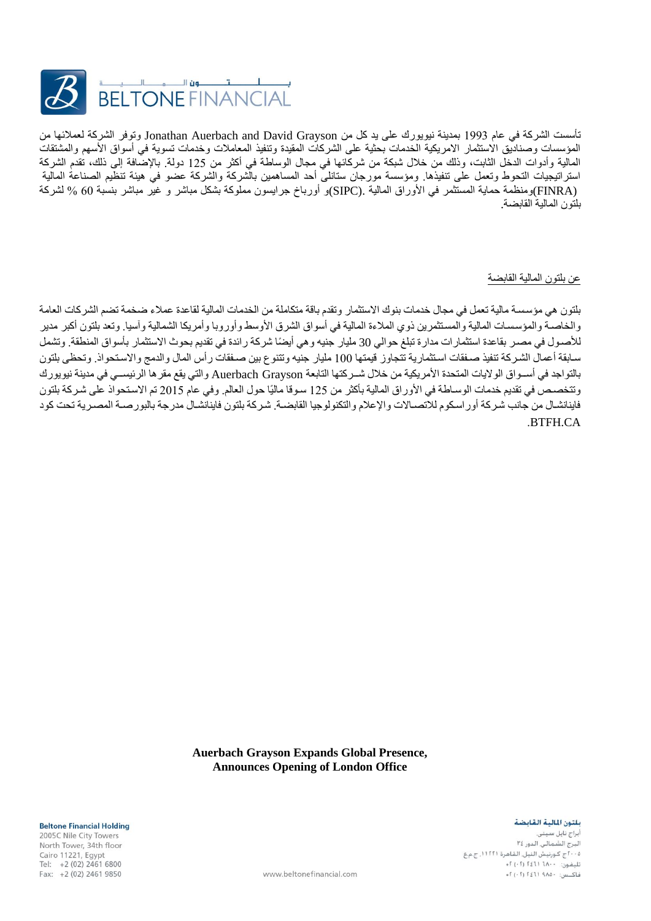تأسست الشركة في عام 1993 بمدينة نيويورك على يد كل من Jonathan Auerbach and David Grayson وتوفر الشركة لعملائها من المؤسسات وصناديق الاستثمار الامريكية الخدمات بحثية على الشركات المقيدة وتنفيذ المعاملات وخدمات تسوية في أسواق الأسهم والمشتقات المالية وأدوات الدخل الثابت، وذلك من خلال شبكة من شركائها في مجال الوساطة في أكثر من 125 دولة. بالإضافة إلى ذلك، تقدم الشركة استراتيجيات التحوط وتعمل على تنفيذها. ومؤسسة مورجان ستانلى أحد المساهمين بالشركة والشركة عضو في هيئة تنظيم الصناعة المالية (FINRA)ومنظمة حماية المستثمر في الأوراق المالية .(SIPC)و أورباخ جرايسون مملوكة بشكل مباشر و غير مباشر بنسبة 60 % لشركة بلتون المالية القابضة.

عن بلتون المالية القابضة

بلتون هي مؤسسة مالية تعمل في مجال خدمات بنوك الاستثمار وتقدم باقة متكاملة من الخدمات المالية لقاعدة عملاء ضخمة تضم الشركات العامة والخاصة والمؤسسات المالية والمستثمرين ذوي الملاءة المالية في أسواق الشرق الأوسط وأوروبا وأمريكا الشمالية وآسيا. وتعد بلتون أكبر مدير للأصول في مصر بقاعدة استثمارات مدارة تبلغ حوالي 30 مليار جنيه وهي أيضًا شركة رائدة في تقديم بحوث الاستثمار بأسواق المنطقة. وتشمل سابقة أعمال الشركة تنفيذ صفقات استثمارية تتجاوز قيمتها 100 مليار جنيه وتتنوع بين صفقات رأس المال والدمج والاستحواذ. وتحظى بلتون بالتواجد في أسواق الولايات المتحدة الأمريكية من خلال شركتها التابعة Auerbach Grayson والتي يقع مقرها الرئيسي في مدينة نيويورك وتتخصص في تقديم خدمات الوساطة في الأوراق المالية بأكثر من 125 سوقا ماليًا حول العالم. وفي عام 2015 تم الاستحواذ على شركة بلتون فاينانشال من جانب شركة أوراسكوم للاتصالات والإعلام والتكنولوجيا القابضة. شركة بلتون فايناشال مدرجة بالبورصة المصرية تحت كود BTFH.CA.

**Auerbach Grayson Expands Global Presence,**
**Announces Opening of London Office**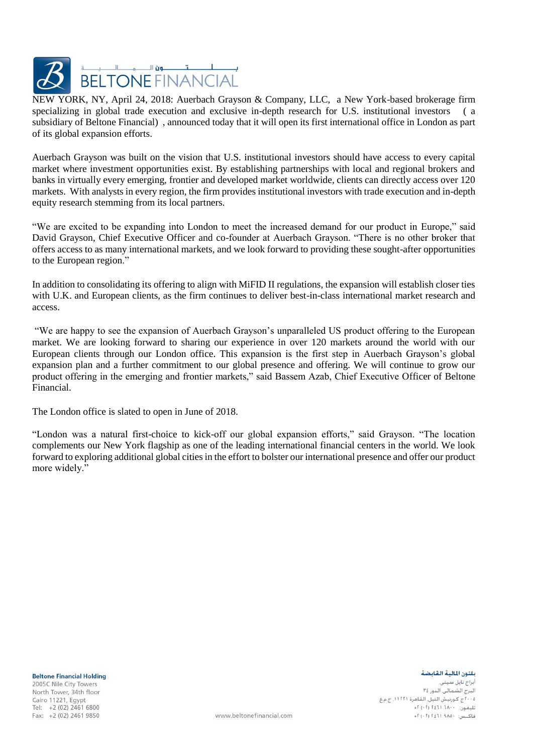NEW YORK, NY, April 24, 2018: Auerbach Grayson & Company, LLC, a New York-based brokerage firm specializing in global trade execution and exclusive in-depth research for U.S. institutional investors ( a subsidiary of Beltone Financial) , announced today that it will open its first international office in London as part of its global expansion efforts.

Auerbach Grayson was built on the vision that U.S. institutional investors should have access to every capital market where investment opportunities exist. By establishing partnerships with local and regional brokers and banks in virtually every emerging, frontier and developed market worldwide, clients can directly access over 120 markets. With analysts in every region, the firm provides institutional investors with trade execution and in-depth equity research stemming from its local partners.

"We are excited to be expanding into London to meet the increased demand for our product in Europe," said David Grayson, Chief Executive Officer and co-founder at Auerbach Grayson. "There is no other broker that offers access to as many international markets, and we look forward to providing these sought-after opportunities to the European region."

In addition to consolidating its offering to align with MiFID II regulations, the expansion will establish closer ties with U.K. and European clients, as the firm continues to deliver best-in-class international market research and access.

"We are happy to see the expansion of Auerbach Grayson's unparalleled US product offering to the European market. We are looking forward to sharing our experience in over 120 markets around the world with our European clients through our London office. This expansion is the first step in Auerbach Grayson's global expansion plan and a further commitment to our global presence and offering. We will continue to grow our product offering in the emerging and frontier markets," said Bassem Azab, Chief Executive Officer of Beltone Financial.

The London office is slated to open in June of 2018.

"London was a natural first-choice to kick-off our global expansion efforts," said Grayson. "The location complements our New York flagship as one of the leading international financial centers in the world. We look forward to exploring additional global cities in the effort to bolster our international presence and offer our product more widely."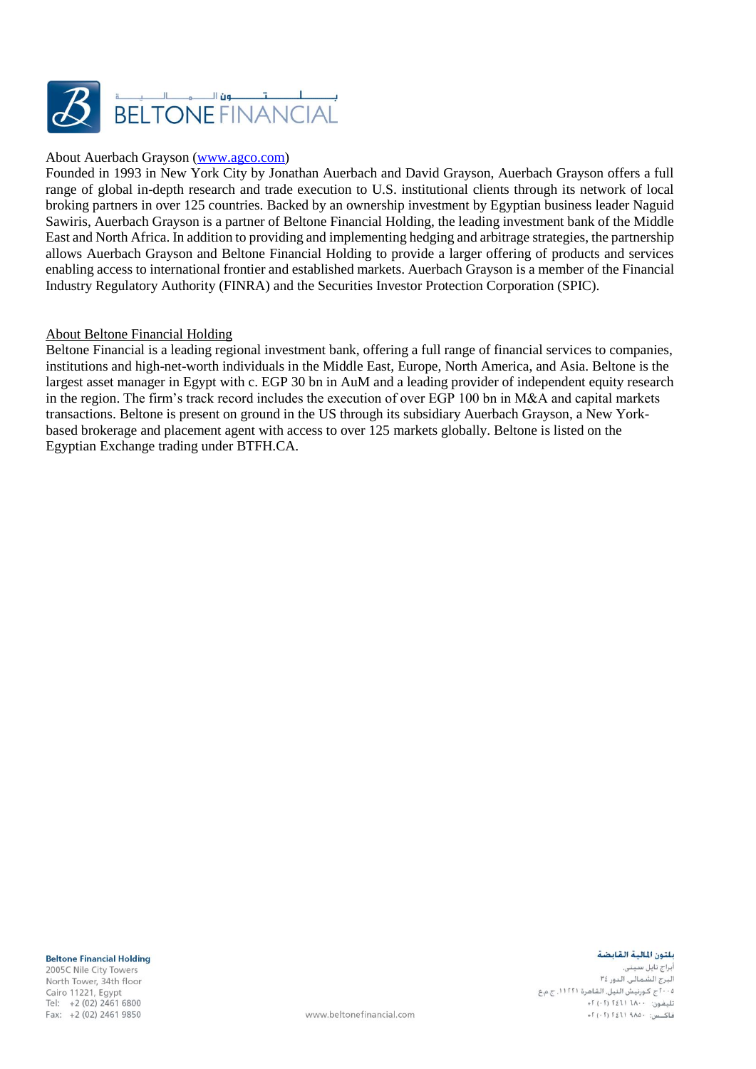About Auerbach Grayson (www.agco.com)

Founded in 1993 in New York City by Jonathan Auerbach and David Grayson, Auerbach Grayson offers a full range of global in-depth research and trade execution to U.S. institutional clients through its network of local broking partners in over 125 countries. Backed by an ownership investment by Egyptian business leader Naguib Sawiris, Auerbach Grayson is a partner of Beltone Financial Holding, the leading investment bank of the Middle East and North Africa. In addition to providing and implementing hedging and arbitrage strategies, the partnership allows Auerbach Grayson and Beltone Financial Holding to provide a larger offering of products and services enabling access to international frontier and established markets. Auerbach Grayson is a member of the Financial Industry Regulatory Authority (FINRA) and the Securities Investor Protection Corporation (SPIC).

About Beltone Financial Holding

Beltone Financial is a leading regional investment bank, offering a full range of financial services to companies, institutions and high-net-worth individuals in the Middle East, Europe, North America, and Asia. Beltone is the largest asset manager in Egypt with c. EGP 30 bn in AuM and a leading provider of independent equity research in the region. The firm's track record includes the execution of over EGP 100 bn in M&A and capital markets transactions. Beltone is present on ground in the US through its subsidiary Auerbach Grayson, a New York-based brokerage and placement agent with access to over 125 markets globally. Beltone is listed on the Egyptian Exchange trading under BTFH.CA.